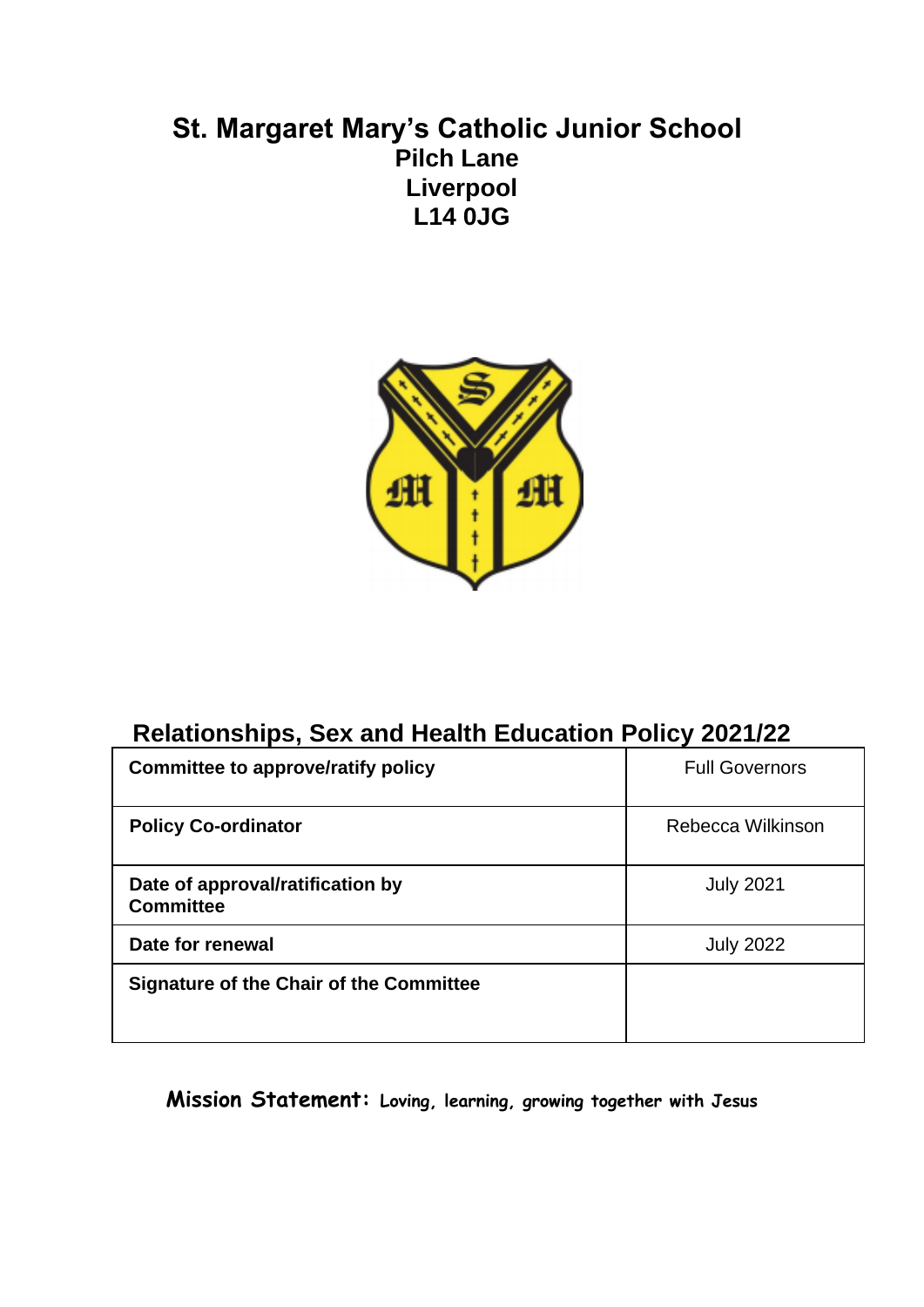# St. Margaret Mary's Catholic Junior School

**Pilch Lane**
**Liverpool**
**L14 0JG**

## Relationships, Sex and Health Education Policy 2021/22

| | |
|---|---|
| **Committee to approve/ratify policy** | Full Governors |
| **Policy Co-ordinator** | Rebecca Wilkinson |
| **Date of approval/ratification by Committee** | July 2021 |
| **Date for renewal** | July 2022 |
| **Signature of the Chair of the Committee** | |

**Mission Statement:** **Loving, learning, growing together with Jesus**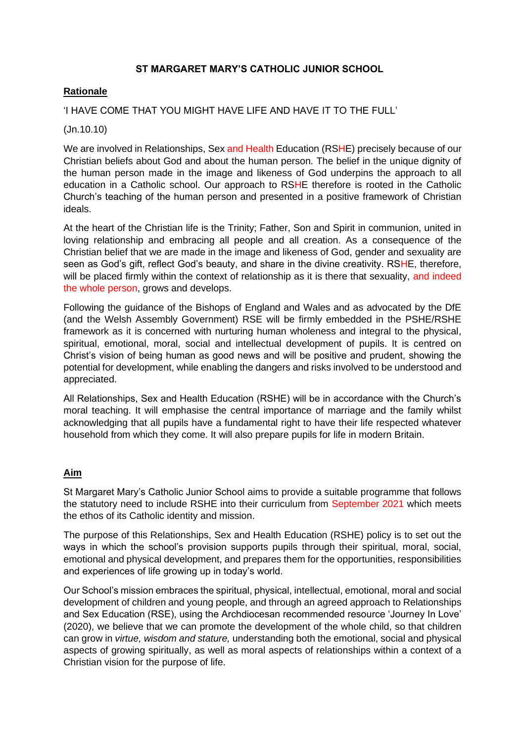**ST MARGARET MARY'S CATHOLIC JUNIOR SCHOOL**

## Rationale

'I HAVE COME THAT YOU MIGHT HAVE LIFE AND HAVE IT TO THE FULL'

(Jn.10.10)

We are involved in Relationships, Sex and Health Education (RSHE) precisely because of our Christian beliefs about God and about the human person. The belief in the unique dignity of the human person made in the image and likeness of God underpins the approach to all education in a Catholic school. Our approach to RSHE therefore is rooted in the Catholic Church's teaching of the human person and presented in a positive framework of Christian ideals.

At the heart of the Christian life is the Trinity; Father, Son and Spirit in communion, united in loving relationship and embracing all people and all creation. As a consequence of the Christian belief that we are made in the image and likeness of God, gender and sexuality are seen as God's gift, reflect God's beauty, and share in the divine creativity. RSHE, therefore, will be placed firmly within the context of relationship as it is there that sexuality, and indeed the whole person, grows and develops.

Following the guidance of the Bishops of England and Wales and as advocated by the DfE (and the Welsh Assembly Government) RSE will be firmly embedded in the PSHE/RSHE framework as it is concerned with nurturing human wholeness and integral to the physical, spiritual, emotional, moral, social and intellectual development of pupils. It is centred on Christ's vision of being human as good news and will be positive and prudent, showing the potential for development, while enabling the dangers and risks involved to be understood and appreciated.

All Relationships, Sex and Health Education (RSHE) will be in accordance with the Church's moral teaching. It will emphasise the central importance of marriage and the family whilst acknowledging that all pupils have a fundamental right to have their life respected whatever household from which they come. It will also prepare pupils for life in modern Britain.

## Aim

St Margaret Mary's Catholic Junior School aims to provide a suitable programme that follows the statutory need to include RSHE into their curriculum from September 2021 which meets the ethos of its Catholic identity and mission.

The purpose of this Relationships, Sex and Health Education (RSHE) policy is to set out the ways in which the school's provision supports pupils through their spiritual, moral, social, emotional and physical development, and prepares them for the opportunities, responsibilities and experiences of life growing up in today's world.

Our School's mission embraces the spiritual, physical, intellectual, emotional, moral and social development of children and young people, and through an agreed approach to Relationships and Sex Education (RSE), using the Archdiocesan recommended resource 'Journey In Love' (2020), we believe that we can promote the development of the whole child, so that children can grow in *virtue, wisdom and stature,* understanding both the emotional, social and physical aspects of growing spiritually, as well as moral aspects of relationships within a context of a Christian vision for the purpose of life.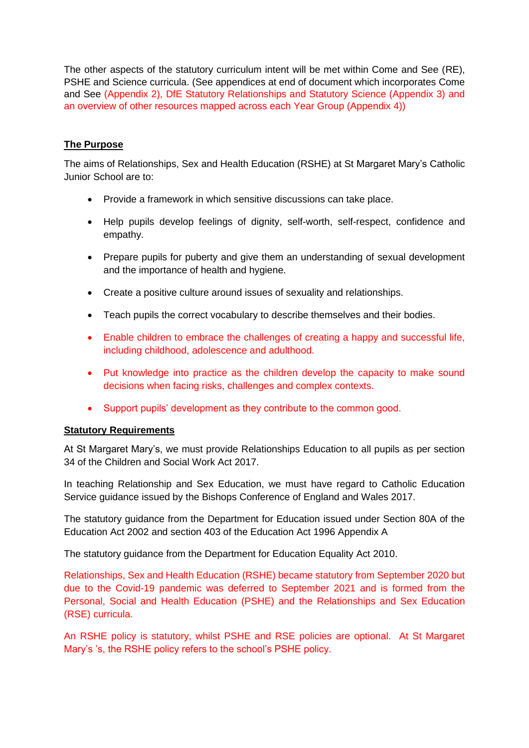The other aspects of the statutory curriculum intent will be met within Come and See (RE), PSHE and Science curricula. (See appendices at end of document which incorporates Come and See (Appendix 2), DfE Statutory Relationships and Statutory Science (Appendix 3) and an overview of other resources mapped across each Year Group (Appendix 4))

## The Purpose

The aims of Relationships, Sex and Health Education (RSHE) at St Margaret Mary's Catholic Junior School are to:

- Provide a framework in which sensitive discussions can take place.
- Help pupils develop feelings of dignity, self-worth, self-respect, confidence and empathy.
- Prepare pupils for puberty and give them an understanding of sexual development and the importance of health and hygiene.
- Create a positive culture around issues of sexuality and relationships.
- Teach pupils the correct vocabulary to describe themselves and their bodies.
- Enable children to embrace the challenges of creating a happy and successful life, including childhood, adolescence and adulthood.
- Put knowledge into practice as the children develop the capacity to make sound decisions when facing risks, challenges and complex contexts.
- Support pupils' development as they contribute to the common good.

## Statutory Requirements

At St Margaret Mary's, we must provide Relationships Education to all pupils as per section 34 of the Children and Social Work Act 2017.

In teaching Relationship and Sex Education, we must have regard to Catholic Education Service guidance issued by the Bishops Conference of England and Wales 2017.

The statutory guidance from the Department for Education issued under Section 80A of the Education Act 2002 and section 403 of the Education Act 1996 Appendix A

The statutory guidance from the Department for Education Equality Act 2010.

Relationships, Sex and Health Education (RSHE) became statutory from September 2020 but due to the Covid-19 pandemic was deferred to September 2021 and is formed from the Personal, Social and Health Education (PSHE) and the Relationships and Sex Education (RSE) curricula.

An RSHE policy is statutory, whilst PSHE and RSE policies are optional. At St Margaret Mary's 's, the RSHE policy refers to the school's PSHE policy.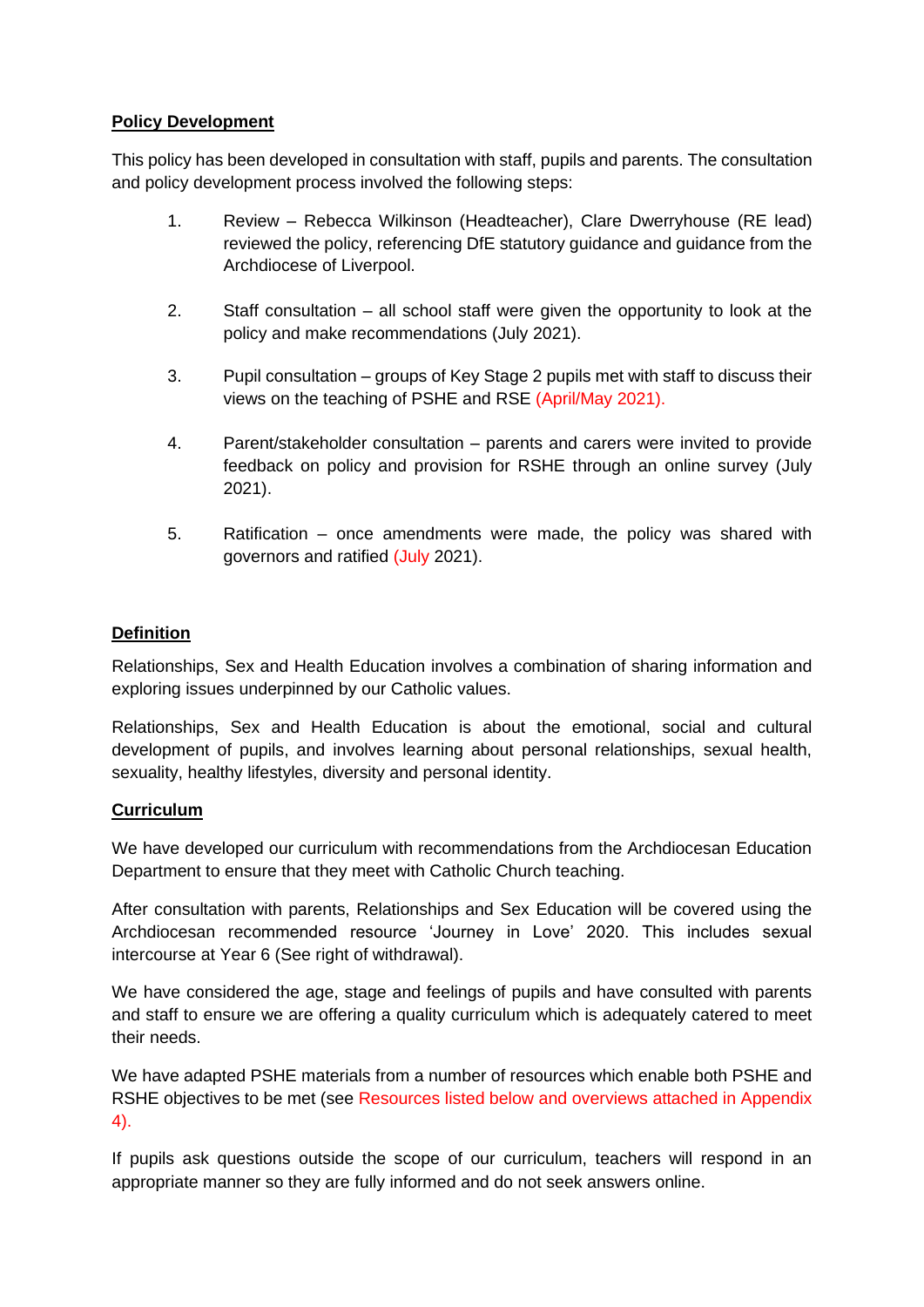## Policy Development

This policy has been developed in consultation with staff, pupils and parents. The consultation and policy development process involved the following steps:

1. Review – Rebecca Wilkinson (Headteacher), Clare Dwerryhouse (RE lead) reviewed the policy, referencing DfE statutory guidance and guidance from the Archdiocese of Liverpool.

2. Staff consultation – all school staff were given the opportunity to look at the policy and make recommendations (July 2021).

3. Pupil consultation – groups of Key Stage 2 pupils met with staff to discuss their views on the teaching of PSHE and RSE (April/May 2021).

4. Parent/stakeholder consultation – parents and carers were invited to provide feedback on policy and provision for RSHE through an online survey (July 2021).

5. Ratification – once amendments were made, the policy was shared with governors and ratified (July 2021).

## Definition

Relationships, Sex and Health Education involves a combination of sharing information and exploring issues underpinned by our Catholic values.

Relationships, Sex and Health Education is about the emotional, social and cultural development of pupils, and involves learning about personal relationships, sexual health, sexuality, healthy lifestyles, diversity and personal identity.

## Curriculum

We have developed our curriculum with recommendations from the Archdiocesan Education Department to ensure that they meet with Catholic Church teaching.

After consultation with parents, Relationships and Sex Education will be covered using the Archdiocesan recommended resource 'Journey in Love' 2020. This includes sexual intercourse at Year 6 (See right of withdrawal).

We have considered the age, stage and feelings of pupils and have consulted with parents and staff to ensure we are offering a quality curriculum which is adequately catered to meet their needs.

We have adapted PSHE materials from a number of resources which enable both PSHE and RSHE objectives to be met (see Resources listed below and overviews attached in Appendix 4).

If pupils ask questions outside the scope of our curriculum, teachers will respond in an appropriate manner so they are fully informed and do not seek answers online.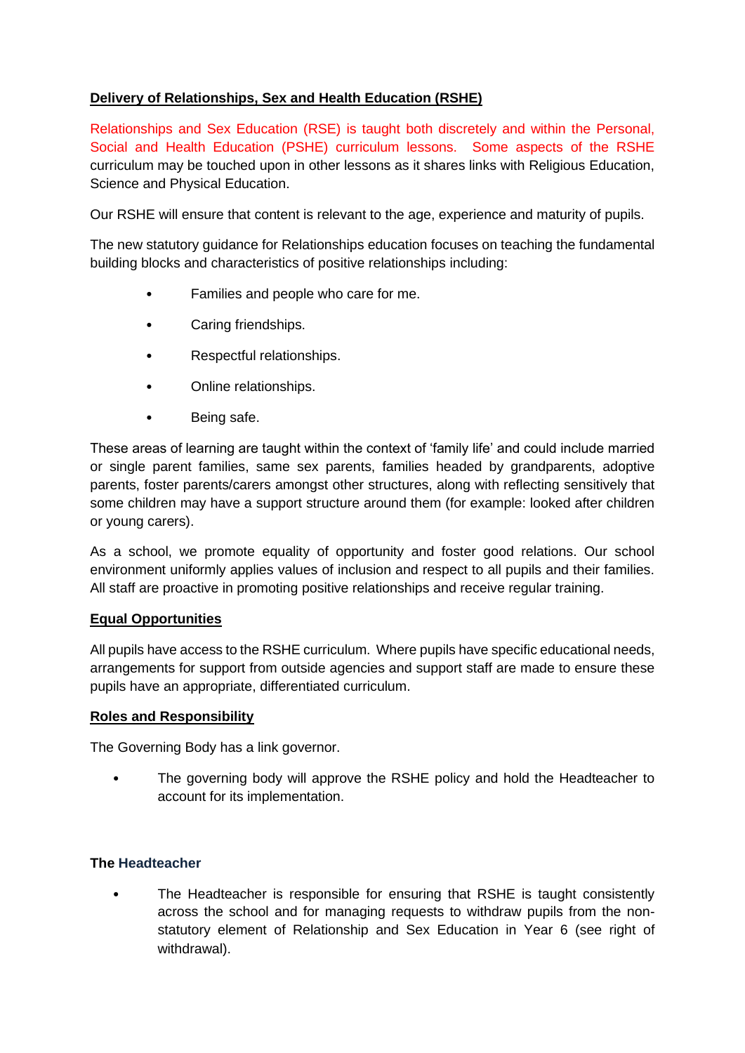**Delivery of Relationships, Sex and Health Education (RSHE)**

Relationships and Sex Education (RSE) is taught both discretely and within the Personal, Social and Health Education (PSHE) curriculum lessons. Some aspects of the RSHE curriculum may be touched upon in other lessons as it shares links with Religious Education, Science and Physical Education.

Our RSHE will ensure that content is relevant to the age, experience and maturity of pupils.

The new statutory guidance for Relationships education focuses on teaching the fundamental building blocks and characteristics of positive relationships including:

- Families and people who care for me.
- Caring friendships.
- Respectful relationships.
- Online relationships.
- Being safe.

These areas of learning are taught within the context of 'family life' and could include married or single parent families, same sex parents, families headed by grandparents, adoptive parents, foster parents/carers amongst other structures, along with reflecting sensitively that some children may have a support structure around them (for example: looked after children or young carers).

As a school, we promote equality of opportunity and foster good relations. Our school environment uniformly applies values of inclusion and respect to all pupils and their families. All staff are proactive in promoting positive relationships and receive regular training.

**Equal Opportunities**

All pupils have access to the RSHE curriculum. Where pupils have specific educational needs, arrangements for support from outside agencies and support staff are made to ensure these pupils have an appropriate, differentiated curriculum.

**Roles and Responsibility**

The Governing Body has a link governor.

- The governing body will approve the RSHE policy and hold the Headteacher to account for its implementation.

**The Headteacher**

- The Headteacher is responsible for ensuring that RSHE is taught consistently across the school and for managing requests to withdraw pupils from the non-statutory element of Relationship and Sex Education in Year 6 (see right of withdrawal).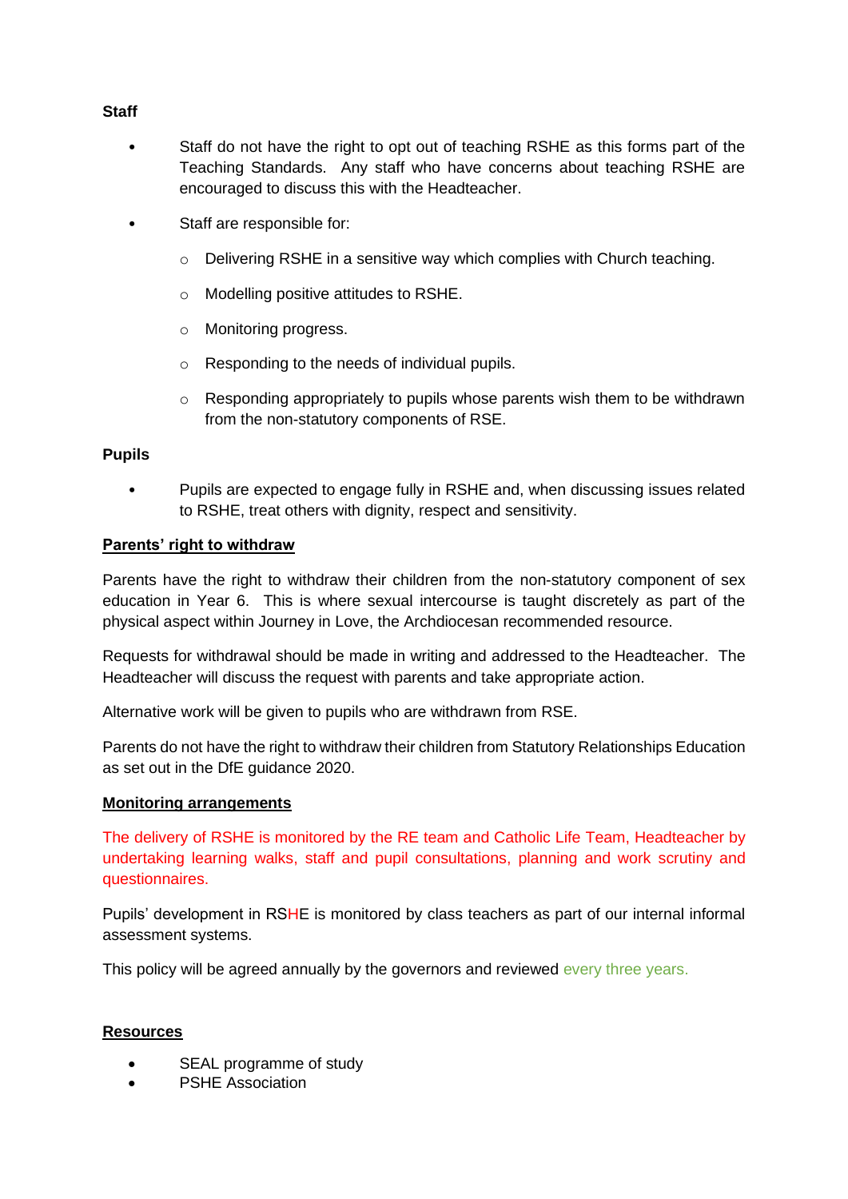**Staff**

- Staff do not have the right to opt out of teaching RSHE as this forms part of the Teaching Standards. Any staff who have concerns about teaching RSHE are encouraged to discuss this with the Headteacher.
- Staff are responsible for:
  - Delivering RSHE in a sensitive way which complies with Church teaching.
  - Modelling positive attitudes to RSHE.
  - Monitoring progress.
  - Responding to the needs of individual pupils.
  - Responding appropriately to pupils whose parents wish them to be withdrawn from the non-statutory components of RSE.

**Pupils**

- Pupils are expected to engage fully in RSHE and, when discussing issues related to RSHE, treat others with dignity, respect and sensitivity.

**Parents' right to withdraw**

Parents have the right to withdraw their children from the non-statutory component of sex education in Year 6. This is where sexual intercourse is taught discretely as part of the physical aspect within Journey in Love, the Archdiocesan recommended resource.

Requests for withdrawal should be made in writing and addressed to the Headteacher. The Headteacher will discuss the request with parents and take appropriate action.

Alternative work will be given to pupils who are withdrawn from RSE.

Parents do not have the right to withdraw their children from Statutory Relationships Education as set out in the DfE guidance 2020.

**Monitoring arrangements**

The delivery of RSHE is monitored by the RE team and Catholic Life Team, Headteacher by undertaking learning walks, staff and pupil consultations, planning and work scrutiny and questionnaires.

Pupils' development in RSHE is monitored by class teachers as part of our internal informal assessment systems.

This policy will be agreed annually by the governors and reviewed every three years.

**Resources**

- SEAL programme of study
- PSHE Association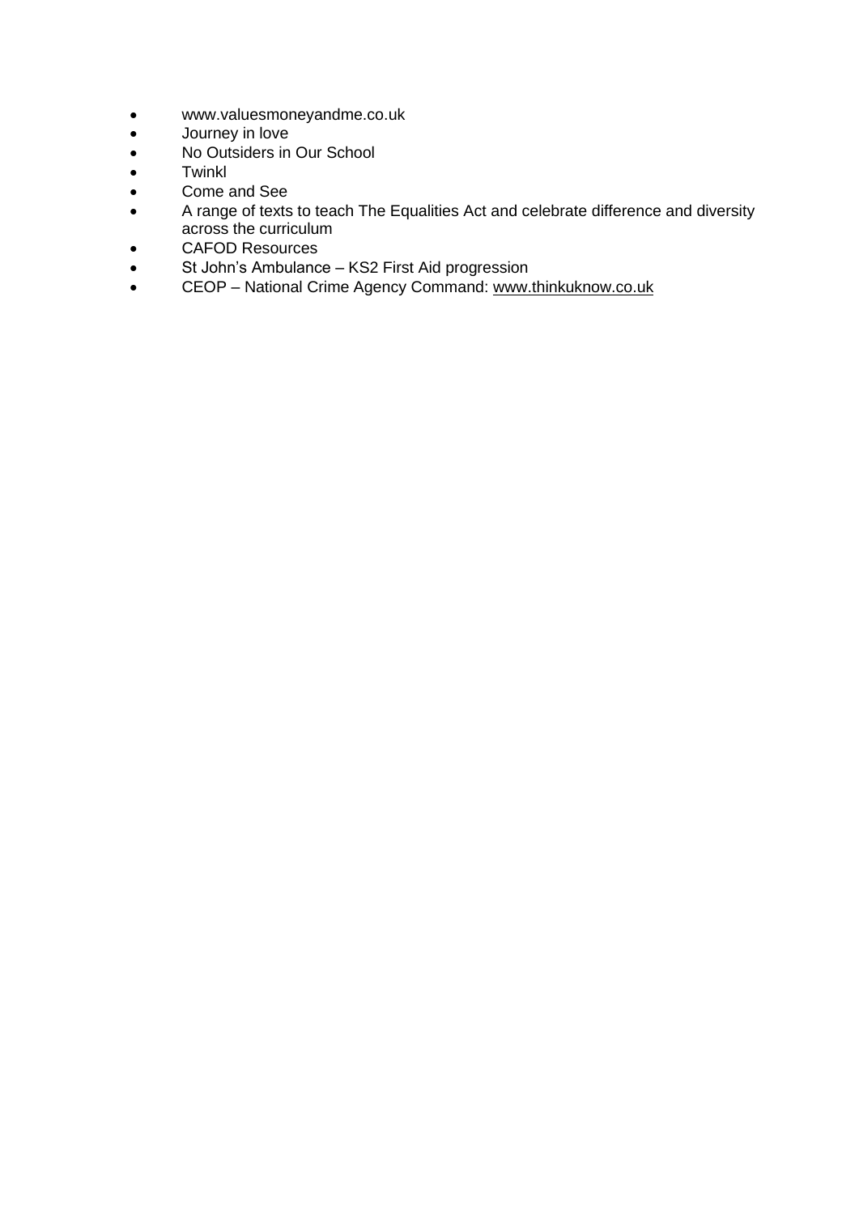- www.valuesmoneyandme.co.uk
- Journey in love
- No Outsiders in Our School
- Twinkl
- Come and See
- A range of texts to teach The Equalities Act and celebrate difference and diversity across the curriculum
- CAFOD Resources
- St John's Ambulance – KS2 First Aid progression
- CEOP – National Crime Agency Command: www.thinkuknow.co.uk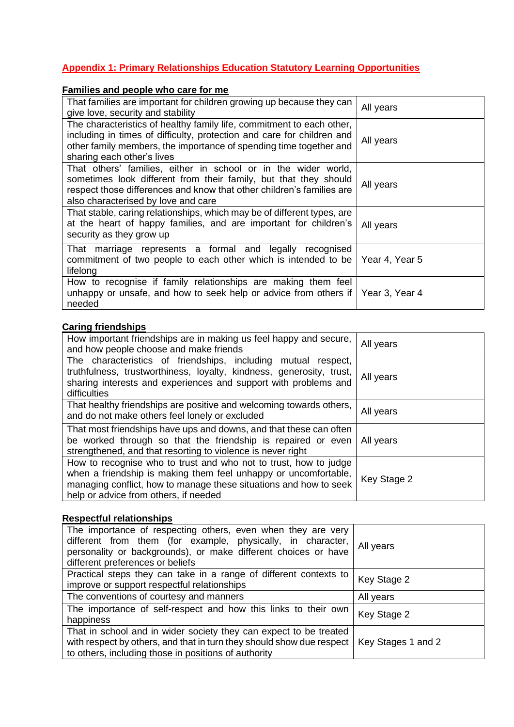## Appendix 1: Primary Relationships Education Statutory Learning Opportunities

### Families and people who care for me

| | |
|---|---|
| That families are important for children growing up because they can give love, security and stability | All years |
| The characteristics of healthy family life, commitment to each other, including in times of difficulty, protection and care for children and other family members, the importance of spending time together and sharing each other's lives | All years |
| That others' families, either in school or in the wider world, sometimes look different from their family, but that they should respect those differences and know that other children's families are also characterised by love and care | All years |
| That stable, caring relationships, which may be of different types, are at the heart of happy families, and are important for children's security as they grow up | All years |
| That marriage represents a formal and legally recognised commitment of two people to each other which is intended to be lifelong | Year 4, Year 5 |
| How to recognise if family relationships are making them feel unhappy or unsafe, and how to seek help or advice from others if needed | Year 3, Year 4 |

### Caring friendships

| | |
|---|---|
| How important friendships are in making us feel happy and secure, and how people choose and make friends | All years |
| The characteristics of friendships, including mutual respect, truthfulness, trustworthiness, loyalty, kindness, generosity, trust, sharing interests and experiences and support with problems and difficulties | All years |
| That healthy friendships are positive and welcoming towards others, and do not make others feel lonely or excluded | All years |
| That most friendships have ups and downs, and that these can often be worked through so that the friendship is repaired or even strengthened, and that resorting to violence is never right | All years |
| How to recognise who to trust and who not to trust, how to judge when a friendship is making them feel unhappy or uncomfortable, managing conflict, how to manage these situations and how to seek help or advice from others, if needed | Key Stage 2 |

### Respectful relationships

| | |
|---|---|
| The importance of respecting others, even when they are very different from them (for example, physically, in character, personality or backgrounds), or make different choices or have different preferences or beliefs | All years |
| Practical steps they can take in a range of different contexts to improve or support respectful relationships | Key Stage 2 |
| The conventions of courtesy and manners | All years |
| The importance of self-respect and how this links to their own happiness | Key Stage 2 |
| That in school and in wider society they can expect to be treated with respect by others, and that in turn they should show due respect to others, including those in positions of authority | Key Stages 1 and 2 |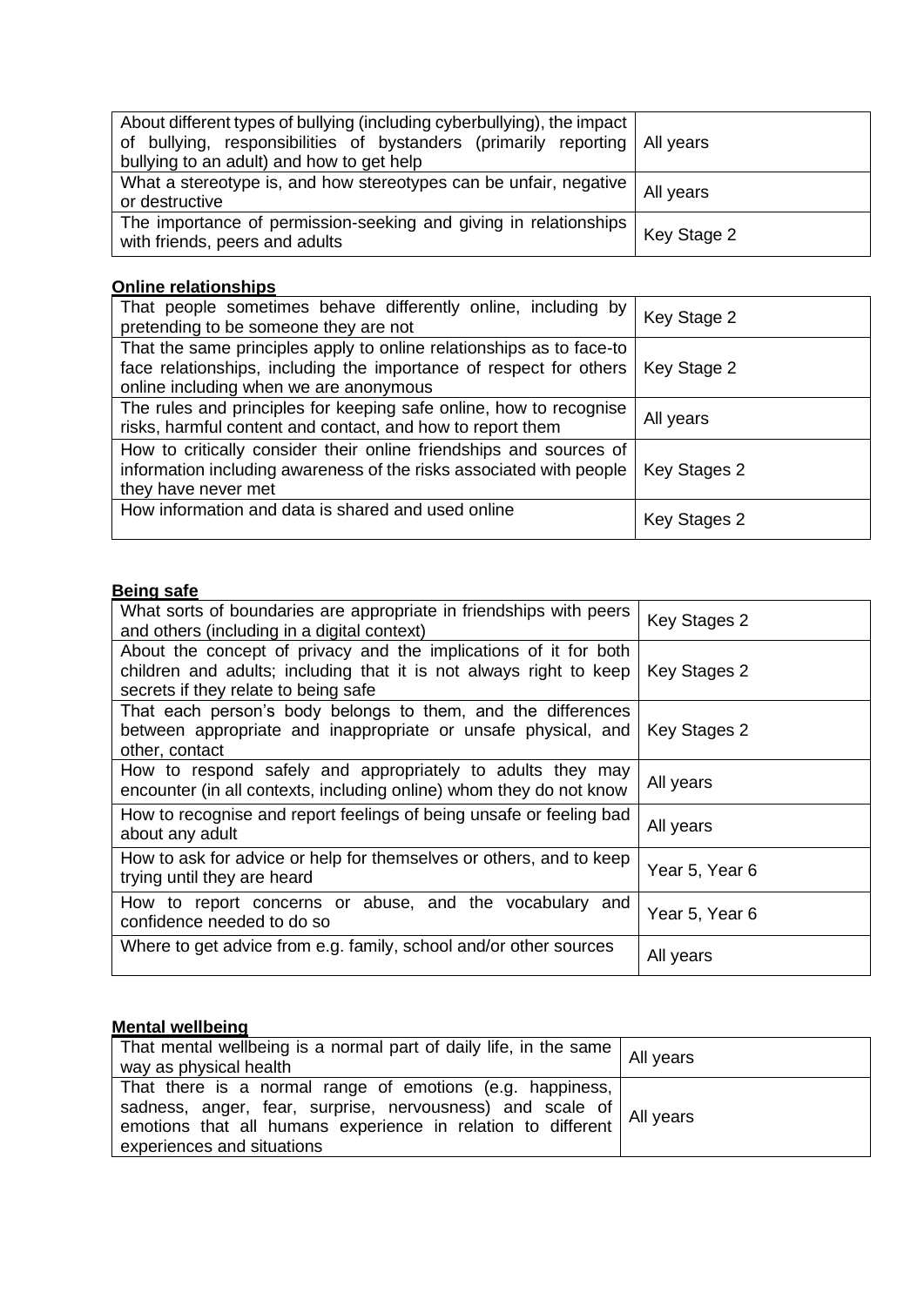| | |
|---|---|
| About different types of bullying (including cyberbullying), the impact of bullying, responsibilities of bystanders (primarily reporting bullying to an adult) and how to get help | All years |
| What a stereotype is, and how stereotypes can be unfair, negative or destructive | All years |
| The importance of permission-seeking and giving in relationships with friends, peers and adults | Key Stage 2 |

**Online relationships**

| | |
|---|---|
| That people sometimes behave differently online, including by pretending to be someone they are not | Key Stage 2 |
| That the same principles apply to online relationships as to face-to face relationships, including the importance of respect for others online including when we are anonymous | Key Stage 2 |
| The rules and principles for keeping safe online, how to recognise risks, harmful content and contact, and how to report them | All years |
| How to critically consider their online friendships and sources of information including awareness of the risks associated with people they have never met | Key Stages 2 |
| How information and data is shared and used online | Key Stages 2 |

**Being safe**

| | |
|---|---|
| What sorts of boundaries are appropriate in friendships with peers and others (including in a digital context) | Key Stages 2 |
| About the concept of privacy and the implications of it for both children and adults; including that it is not always right to keep secrets if they relate to being safe | Key Stages 2 |
| That each person's body belongs to them, and the differences between appropriate and inappropriate or unsafe physical, and other, contact | Key Stages 2 |
| How to respond safely and appropriately to adults they may encounter (in all contexts, including online) whom they do not know | All years |
| How to recognise and report feelings of being unsafe or feeling bad about any adult | All years |
| How to ask for advice or help for themselves or others, and to keep trying until they are heard | Year 5, Year 6 |
| How to report concerns or abuse, and the vocabulary and confidence needed to do so | Year 5, Year 6 |
| Where to get advice from e.g. family, school and/or other sources | All years |

**Mental wellbeing**

| | |
|---|---|
| That mental wellbeing is a normal part of daily life, in the same way as physical health | All years |
| That there is a normal range of emotions (e.g. happiness, sadness, anger, fear, surprise, nervousness) and scale of emotions that all humans experience in relation to different experiences and situations | All years |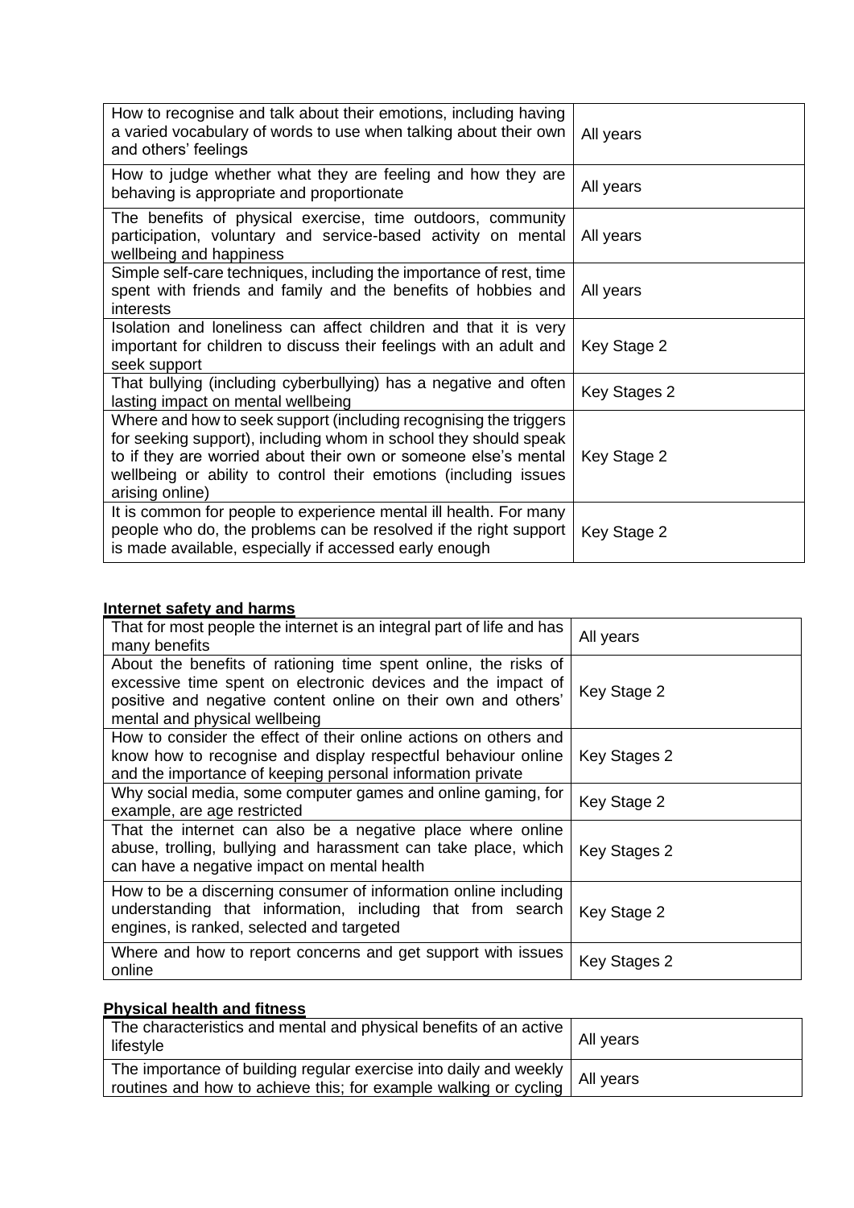| | |
|---|---|
| How to recognise and talk about their emotions, including having a varied vocabulary of words to use when talking about their own and others' feelings | All years |
| How to judge whether what they are feeling and how they are behaving is appropriate and proportionate | All years |
| The benefits of physical exercise, time outdoors, community participation, voluntary and service-based activity on mental wellbeing and happiness | All years |
| Simple self-care techniques, including the importance of rest, time spent with friends and family and the benefits of hobbies and interests | All years |
| Isolation and loneliness can affect children and that it is very important for children to discuss their feelings with an adult and seek support | Key Stage 2 |
| That bullying (including cyberbullying) has a negative and often lasting impact on mental wellbeing | Key Stages 2 |
| Where and how to seek support (including recognising the triggers for seeking support), including whom in school they should speak to if they are worried about their own or someone else's mental wellbeing or ability to control their emotions (including issues arising online) | Key Stage 2 |
| It is common for people to experience mental ill health. For many people who do, the problems can be resolved if the right support is made available, especially if accessed early enough | Key Stage 2 |

**Internet safety and harms**

| | |
|---|---|
| That for most people the internet is an integral part of life and has many benefits | All years |
| About the benefits of rationing time spent online, the risks of excessive time spent on electronic devices and the impact of positive and negative content online on their own and others' mental and physical wellbeing | Key Stage 2 |
| How to consider the effect of their online actions on others and know how to recognise and display respectful behaviour online and the importance of keeping personal information private | Key Stages 2 |
| Why social media, some computer games and online gaming, for example, are age restricted | Key Stage 2 |
| That the internet can also be a negative place where online abuse, trolling, bullying and harassment can take place, which can have a negative impact on mental health | Key Stages 2 |
| How to be a discerning consumer of information online including understanding that information, including that from search engines, is ranked, selected and targeted | Key Stage 2 |
| Where and how to report concerns and get support with issues online | Key Stages 2 |

**Physical health and fitness**

| | |
|---|---|
| The characteristics and mental and physical benefits of an active lifestyle | All years |
| The importance of building regular exercise into daily and weekly routines and how to achieve this; for example walking or cycling | All years |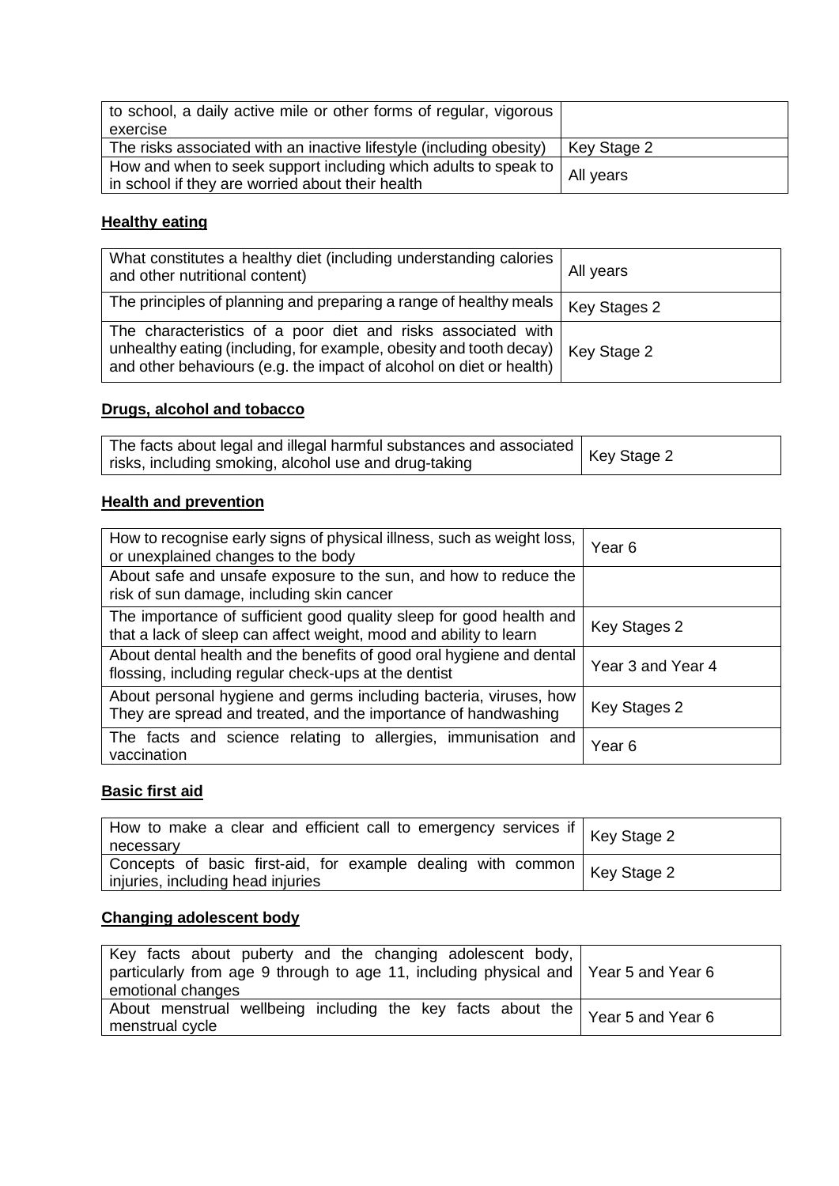| | |
|---|---|
| to school, a daily active mile or other forms of regular, vigorous exercise | |
| The risks associated with an inactive lifestyle (including obesity) | Key Stage 2 |
| How and when to seek support including which adults to speak to in school if they are worried about their health | All years |

**Healthy eating**

| | |
|---|---|
| What constitutes a healthy diet (including understanding calories and other nutritional content) | All years |
| The principles of planning and preparing a range of healthy meals | Key Stages 2 |
| The characteristics of a poor diet and risks associated with unhealthy eating (including, for example, obesity and tooth decay) and other behaviours (e.g. the impact of alcohol on diet or health) | Key Stage 2 |

**Drugs, alcohol and tobacco**

| | |
|---|---|
| The facts about legal and illegal harmful substances and associated risks, including smoking, alcohol use and drug-taking | Key Stage 2 |

**Health and prevention**

| | |
|---|---|
| How to recognise early signs of physical illness, such as weight loss, or unexplained changes to the body | Year 6 |
| About safe and unsafe exposure to the sun, and how to reduce the risk of sun damage, including skin cancer | |
| The importance of sufficient good quality sleep for good health and that a lack of sleep can affect weight, mood and ability to learn | Key Stages 2 |
| About dental health and the benefits of good oral hygiene and dental flossing, including regular check-ups at the dentist | Year 3 and Year 4 |
| About personal hygiene and germs including bacteria, viruses, how They are spread and treated, and the importance of handwashing | Key Stages 2 |
| The facts and science relating to allergies, immunisation and vaccination | Year 6 |

**Basic first aid**

| | |
|---|---|
| How to make a clear and efficient call to emergency services if necessary | Key Stage 2 |
| Concepts of basic first-aid, for example dealing with common injuries, including head injuries | Key Stage 2 |

**Changing adolescent body**

| | |
|---|---|
| Key facts about puberty and the changing adolescent body, particularly from age 9 through to age 11, including physical and emotional changes | Year 5 and Year 6 |
| About menstrual wellbeing including the key facts about the menstrual cycle | Year 5 and Year 6 |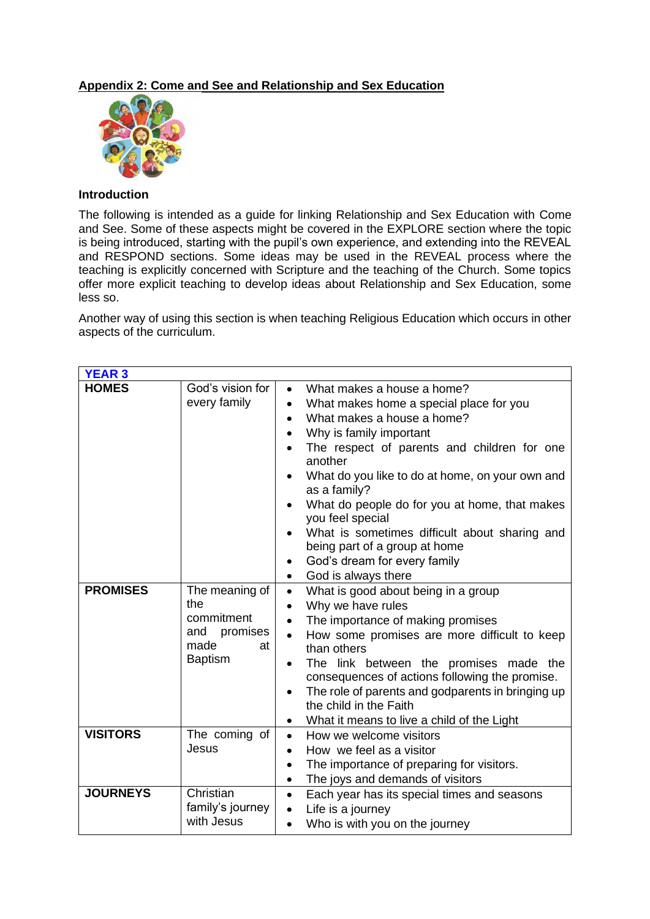## Appendix 2: Come and See and Relationship and Sex Education

### Introduction

The following is intended as a guide for linking Relationship and Sex Education with Come and See. Some of these aspects might be covered in the EXPLORE section where the topic is being introduced, starting with the pupil's own experience, and extending into the REVEAL and RESPOND sections. Some ideas may be used in the REVEAL process where the teaching is explicitly concerned with Scripture and the teaching of the Church. Some topics offer more explicit teaching to develop ideas about Relationship and Sex Education, some less so.

Another way of using this section is when teaching Religious Education which occurs in other aspects of the curriculum.

| YEAR 3 | | |
|---|---|---|
| **HOMES** | God's vision for every family | • What makes a house a home?<br>• What makes home a special place for you<br>• What makes a house a home?<br>• Why is family important<br>• The respect of parents and children for one another<br>• What do you like to do at home, on your own and as a family?<br>• What do people do for you at home, that makes you feel special<br>• What is sometimes difficult about sharing and being part of a group at home<br>• God's dream for every family<br>• God is always there |
| **PROMISES** | The meaning of the commitment and promises made at Baptism | • What is good about being in a group<br>• Why we have rules<br>• The importance of making promises<br>• How some promises are more difficult to keep than others<br>• The link between the promises made the consequences of actions following the promise.<br>• The role of parents and godparents in bringing up the child in the Faith<br>• What it means to live a child of the Light |
| **VISITORS** | The coming of Jesus | • How we welcome visitors<br>• How we feel as a visitor<br>• The importance of preparing for visitors.<br>• The joys and demands of visitors |
| **JOURNEYS** | Christian family's journey with Jesus | • Each year has its special times and seasons<br>• Life is a journey<br>• Who is with you on the journey |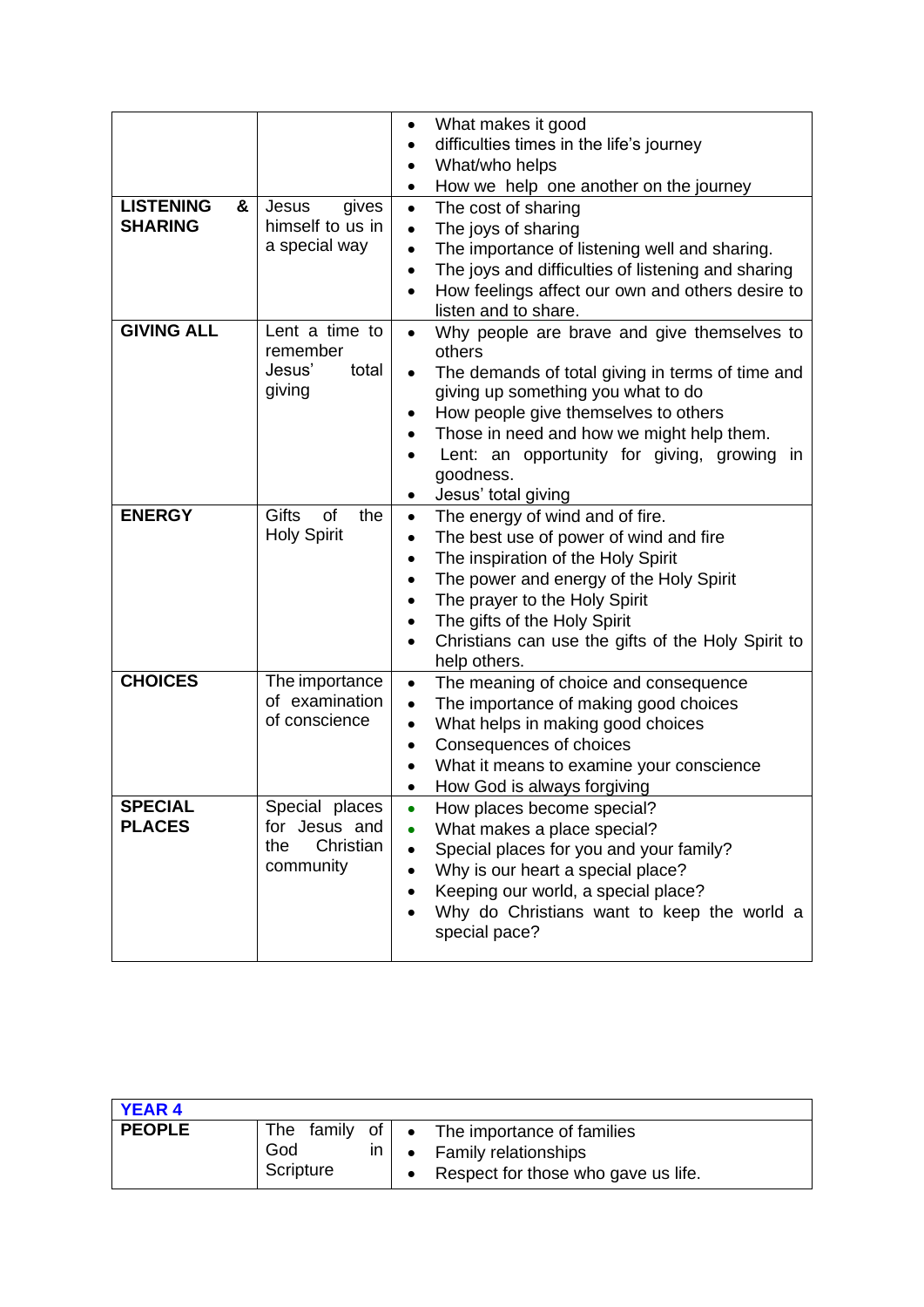| | | |
|---|---|---|
| | | • What makes it good<br>• difficulties times in the life's journey<br>• What/who helps<br>• How we help one another on the journey |
| **LISTENING & SHARING** | Jesus gives himself to us in a special way | • The cost of sharing<br>• The joys of sharing<br>• The importance of listening well and sharing.<br>• The joys and difficulties of listening and sharing<br>• How feelings affect our own and others desire to listen and to share. |
| **GIVING ALL** | Lent a time to remember Jesus' total giving | • Why people are brave and give themselves to others<br>• The demands of total giving in terms of time and giving up something you what to do<br>• How people give themselves to others<br>• Those in need and how we might help them.<br>• Lent: an opportunity for giving, growing in goodness.<br>• Jesus' total giving |
| **ENERGY** | Gifts of the Holy Spirit | • The energy of wind and of fire.<br>• The best use of power of wind and fire<br>• The inspiration of the Holy Spirit<br>• The power and energy of the Holy Spirit<br>• The prayer to the Holy Spirit<br>• The gifts of the Holy Spirit<br>• Christians can use the gifts of the Holy Spirit to help others. |
| **CHOICES** | The importance of examination of conscience | • The meaning of choice and consequence<br>• The importance of making good choices<br>• What helps in making good choices<br>• Consequences of choices<br>• What it means to examine your conscience<br>• How God is always forgiving |
| **SPECIAL PLACES** | Special places for Jesus and the Christian community | • How places become special?<br>• What makes a place special?<br>• Special places for you and your family?<br>• Why is our heart a special place?<br>• Keeping our world, a special place?<br>• Why do Christians want to keep the world a special pace? |

| **YEAR 4** | | |
|---|---|---|
| **PEOPLE** | The family of God in Scripture | • The importance of families<br>• Family relationships<br>• Respect for those who gave us life. |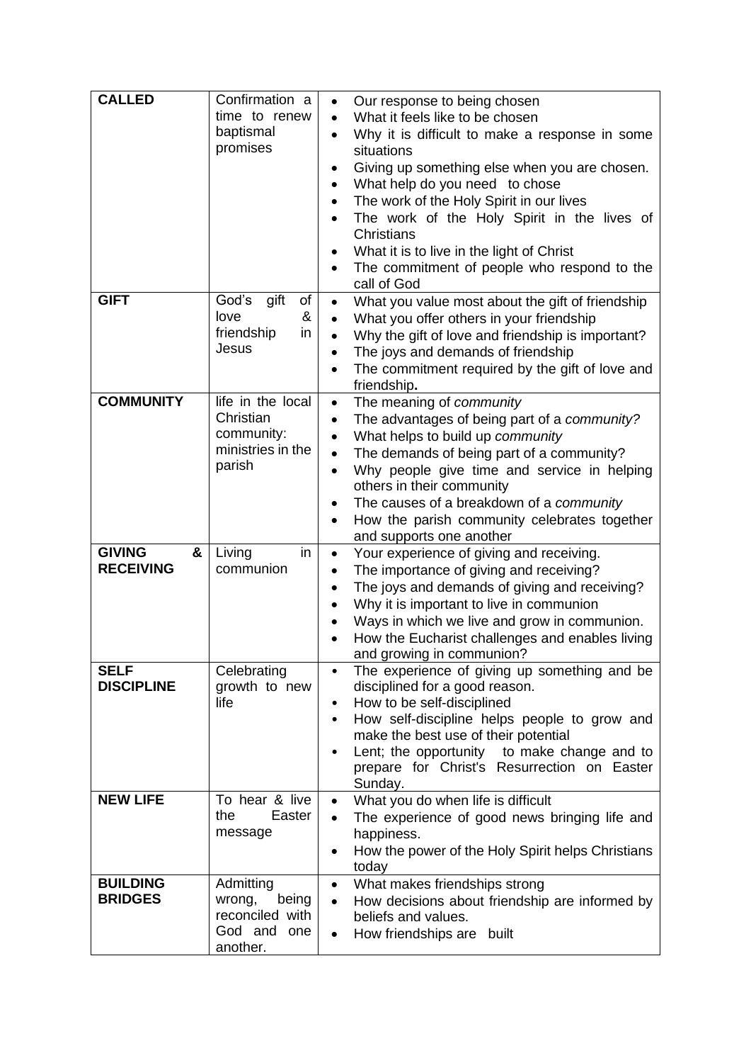| | | |
|---|---|---|
| **CALLED** | Confirmation a time to renew baptismal promises | • Our response to being chosen<br>• What it feels like to be chosen<br>• Why it is difficult to make a response in some situations<br>• Giving up something else when you are chosen.<br>• What help do you need to chose<br>• The work of the Holy Spirit in our lives<br>• The work of the Holy Spirit in the lives of Christians<br>• What it is to live in the light of Christ<br>• The commitment of people who respond to the call of God |
| **GIFT** | God's gift of love & friendship in Jesus | • What you value most about the gift of friendship<br>• What you offer others in your friendship<br>• Why the gift of love and friendship is important?<br>• The joys and demands of friendship<br>• The commitment required by the gift of love and friendship**.** |
| **COMMUNITY** | life in the local Christian community: ministries in the parish | • The meaning of *community*<br>• The advantages of being part of a *community?*<br>• What helps to build up *community*<br>• The demands of being part of a community?<br>• Why people give time and service in helping others in their community<br>• The causes of a breakdown of a *community*<br>• How the parish community celebrates together and supports one another |
| **GIVING & RECEIVING** | Living in communion | • Your experience of giving and receiving.<br>• The importance of giving and receiving?<br>• The joys and demands of giving and receiving?<br>• Why it is important to live in communion<br>• Ways in which we live and grow in communion.<br>• How the Eucharist challenges and enables living and growing in communion? |
| **SELF DISCIPLINE** | Celebrating growth to new life | • The experience of giving up something and be disciplined for a good reason.<br>• How to be self-disciplined<br>• How self-discipline helps people to grow and make the best use of their potential<br>• Lent; the opportunity to make change and to prepare for Christ's Resurrection on Easter Sunday. |
| **NEW LIFE** | To hear & live the Easter message | • What you do when life is difficult<br>• The experience of good news bringing life and happiness.<br>• How the power of the Holy Spirit helps Christians today |
| **BUILDING BRIDGES** | Admitting wrong, being reconciled with God and one another. | • What makes friendships strong<br>• How decisions about friendship are informed by beliefs and values.<br>• How friendships are built |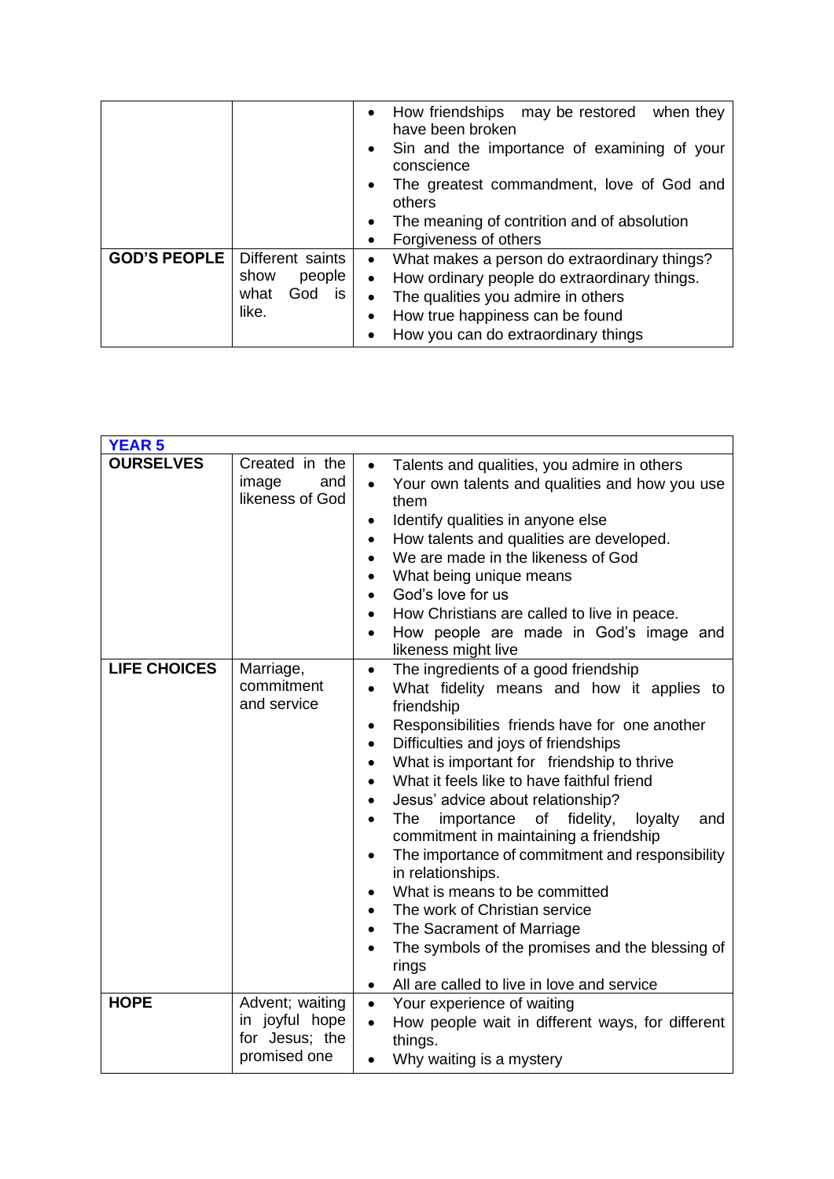| | | |
|---|---|---|
| | | • How friendships may be restored when they have been broken<br>• Sin and the importance of examining of your conscience<br>• The greatest commandment, love of God and others<br>• The meaning of contrition and of absolution<br>• Forgiveness of others |
| **GOD'S PEOPLE** | Different saints show people what God is like. | • What makes a person do extraordinary things?<br>• How ordinary people do extraordinary things.<br>• The qualities you admire in others<br>• How true happiness can be found<br>• How you can do extraordinary things |

| **YEAR 5** | | |
|---|---|---|
| **OURSELVES** | Created in the image and likeness of God | • Talents and qualities, you admire in others<br>• Your own talents and qualities and how you use them<br>• Identify qualities in anyone else<br>• How talents and qualities are developed.<br>• We are made in the likeness of God<br>• What being unique means<br>• God's love for us<br>• How Christians are called to live in peace.<br>• How people are made in God's image and likeness might live |
| **LIFE CHOICES** | Marriage, commitment and service | • The ingredients of a good friendship<br>• What fidelity means and how it applies to friendship<br>• Responsibilities friends have for one another<br>• Difficulties and joys of friendships<br>• What is important for friendship to thrive<br>• What it feels like to have faithful friend<br>• Jesus' advice about relationship?<br>• The importance of fidelity, loyalty and commitment in maintaining a friendship<br>• The importance of commitment and responsibility in relationships.<br>• What is means to be committed<br>• The work of Christian service<br>• The Sacrament of Marriage<br>• The symbols of the promises and the blessing of rings<br>• All are called to live in love and service |
| **HOPE** | Advent; waiting in joyful hope for Jesus; the promised one | • Your experience of waiting<br>• How people wait in different ways, for different things.<br>• Why waiting is a mystery |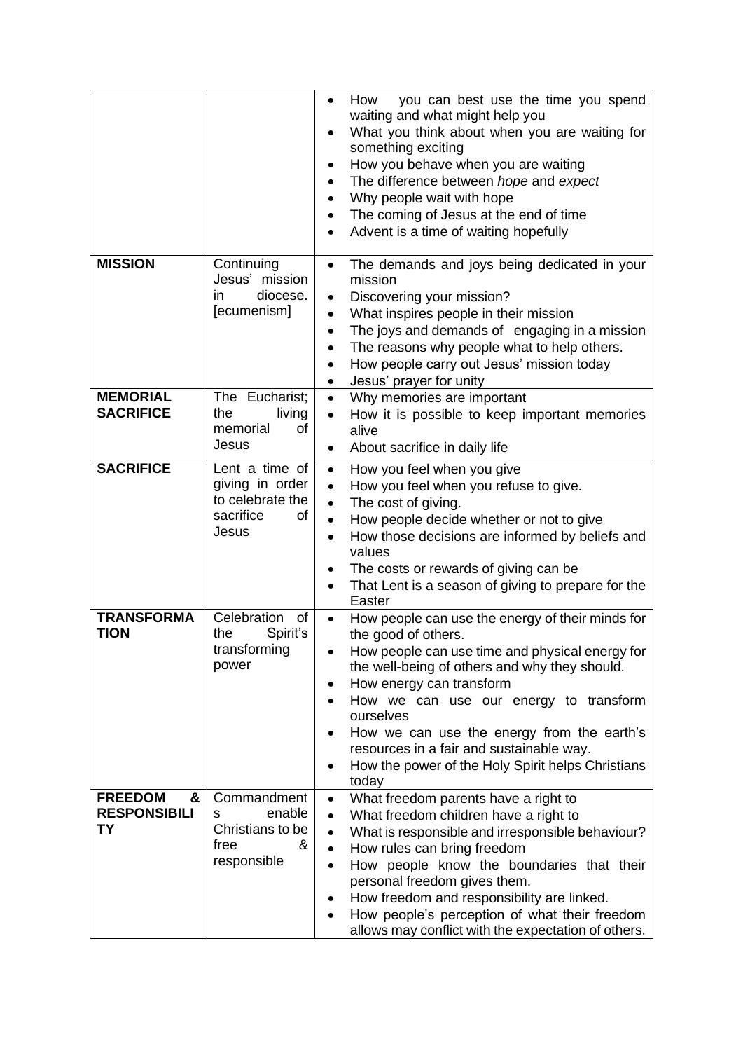| | | |
|---|---|---|
| | | • How you can best use the time you spend waiting and what might help you<br>• What you think about when you are waiting for something exciting<br>• How you behave when you are waiting<br>• The difference between *hope* and *expect*<br>• Why people wait with hope<br>• The coming of Jesus at the end of time<br>• Advent is a time of waiting hopefully |
| **MISSION** | Continuing Jesus' mission in diocese. [ecumenism] | • The demands and joys being dedicated in your mission<br>• Discovering your mission?<br>• What inspires people in their mission<br>• The joys and demands of engaging in a mission<br>• The reasons why people what to help others.<br>• How people carry out Jesus' mission today<br>• Jesus' prayer for unity |
| **MEMORIAL SACRIFICE** | The Eucharist; the living memorial of Jesus | • Why memories are important<br>• How it is possible to keep important memories alive<br>• About sacrifice in daily life |
| **SACRIFICE** | Lent a time of giving in order to celebrate the sacrifice of Jesus | • How you feel when you give<br>• How you feel when you refuse to give.<br>• The cost of giving.<br>• How people decide whether or not to give<br>• How those decisions are informed by beliefs and values<br>• The costs or rewards of giving can be<br>• That Lent is a season of giving to prepare for the Easter |
| **TRANSFORMATION** | Celebration of the Spirit's transforming power | • How people can use the energy of their minds for the good of others.<br>• How people can use time and physical energy for the well-being of others and why they should.<br>• How energy can transform<br>• How we can use our energy to transform ourselves<br>• How we can use the energy from the earth's resources in a fair and sustainable way.<br>• How the power of the Holy Spirit helps Christians today |
| **FREEDOM & RESPONSIBILITY** | Commandments enable Christians to be free & responsible | • What freedom parents have a right to<br>• What freedom children have a right to<br>• What is responsible and irresponsible behaviour?<br>• How rules can bring freedom<br>• How people know the boundaries that their personal freedom gives them.<br>• How freedom and responsibility are linked.<br>• How people's perception of what their freedom allows may conflict with the expectation of others. |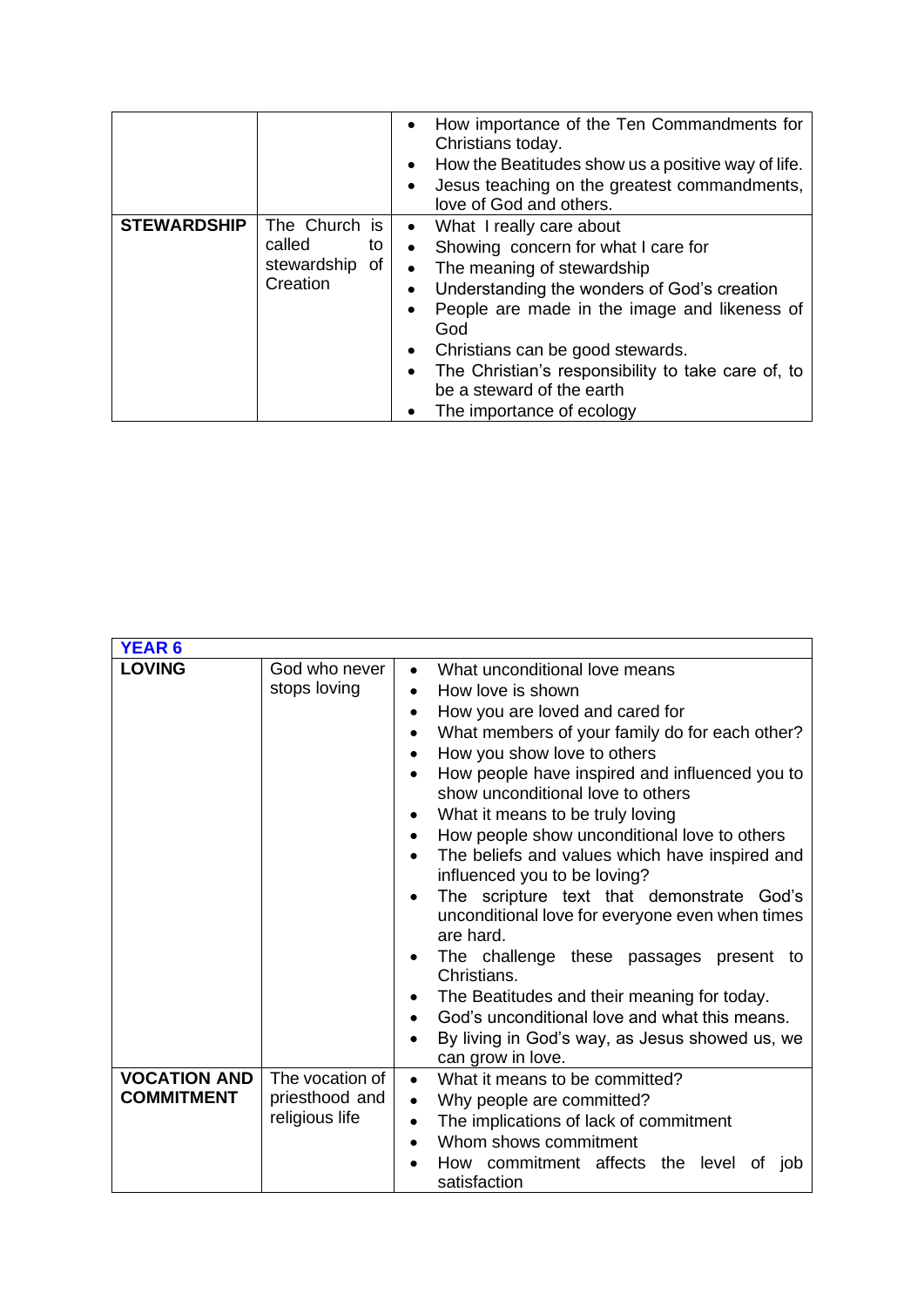| | | |
|---|---|---|
| | | • How importance of the Ten Commandments for Christians today.<br>• How the Beatitudes show us a positive way of life.<br>• Jesus teaching on the greatest commandments, love of God and others. |
| **STEWARDSHIP** | The Church is called to stewardship of Creation | • What I really care about<br>• Showing concern for what I care for<br>• The meaning of stewardship<br>• Understanding the wonders of God's creation<br>• People are made in the image and likeness of God<br>• Christians can be good stewards.<br>• The Christian's responsibility to take care of, to be a steward of the earth<br>• The importance of ecology |

| **YEAR 6** | | |
|---|---|---|
| **LOVING** | God who never stops loving | • What unconditional love means<br>• How love is shown<br>• How you are loved and cared for<br>• What members of your family do for each other?<br>• How you show love to others<br>• How people have inspired and influenced you to show unconditional love to others<br>• What it means to be truly loving<br>• How people show unconditional love to others<br>• The beliefs and values which have inspired and influenced you to be loving?<br>• The scripture text that demonstrate God's unconditional love for everyone even when times are hard.<br>• The challenge these passages present to Christians.<br>• The Beatitudes and their meaning for today.<br>• God's unconditional love and what this means.<br>• By living in God's way, as Jesus showed us, we can grow in love. |
| **VOCATION AND COMMITMENT** | The vocation of priesthood and religious life | • What it means to be committed?<br>• Why people are committed?<br>• The implications of lack of commitment<br>• Whom shows commitment<br>• How commitment affects the level of job satisfaction |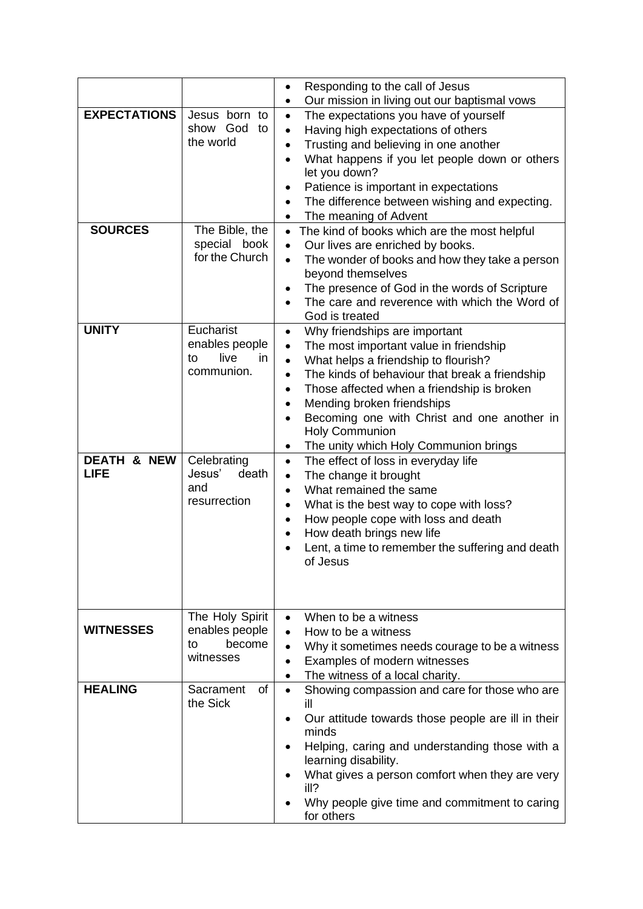| | | |
|---|---|---|
| | | • Responding to the call of Jesus<br>• Our mission in living out our baptismal vows |
| **EXPECTATIONS** | Jesus born to show God to the world | • The expectations you have of yourself<br>• Having high expectations of others<br>• Trusting and believing in one another<br>• What happens if you let people down or others let you down?<br>• Patience is important in expectations<br>• The difference between wishing and expecting.<br>• The meaning of Advent |
| **SOURCES** | The Bible, the special book for the Church | • The kind of books which are the most helpful<br>• Our lives are enriched by books.<br>• The wonder of books and how they take a person beyond themselves<br>• The presence of God in the words of Scripture<br>• The care and reverence with which the Word of God is treated |
| **UNITY** | Eucharist enables people to live in communion. | • Why friendships are important<br>• The most important value in friendship<br>• What helps a friendship to flourish?<br>• The kinds of behaviour that break a friendship<br>• Those affected when a friendship is broken<br>• Mending broken friendships<br>• Becoming one with Christ and one another in Holy Communion<br>• The unity which Holy Communion brings |
| **DEATH & NEW LIFE** | Celebrating Jesus' death and resurrection | • The effect of loss in everyday life<br>• The change it brought<br>• What remained the same<br>• What is the best way to cope with loss?<br>• How people cope with loss and death<br>• How death brings new life<br>• Lent, a time to remember the suffering and death of Jesus |
| **WITNESSES** | The Holy Spirit enables people to become witnesses | • When to be a witness<br>• How to be a witness<br>• Why it sometimes needs courage to be a witness<br>• Examples of modern witnesses<br>• The witness of a local charity. |
| **HEALING** | Sacrament of the Sick | • Showing compassion and care for those who are ill<br>• Our attitude towards those people are ill in their minds<br>• Helping, caring and understanding those with a learning disability.<br>• What gives a person comfort when they are very ill?<br>• Why people give time and commitment to caring for others |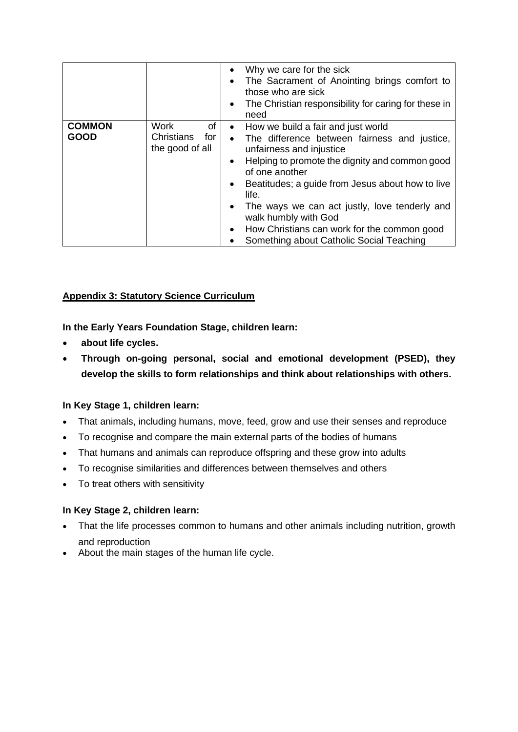| | | |
|---|---|---|
| | | • Why we care for the sick<br>• The Sacrament of Anointing brings comfort to those who are sick<br>• The Christian responsibility for caring for these in need |
| **COMMON GOOD** | Work of Christians for the good of all | • How we build a fair and just world<br>• The difference between fairness and justice, unfairness and injustice<br>• Helping to promote the dignity and common good of one another<br>• Beatitudes; a guide from Jesus about how to live life.<br>• The ways we can act justly, love tenderly and walk humbly with God<br>• How Christians can work for the common good<br>• Something about Catholic Social Teaching |

**Appendix 3: Statutory Science Curriculum**

**In the Early Years Foundation Stage, children learn:**

- **about life cycles.**
- **Through on-going personal, social and emotional development (PSED), they develop the skills to form relationships and think about relationships with others.**

**In Key Stage 1, children learn:**

- That animals, including humans, move, feed, grow and use their senses and reproduce
- To recognise and compare the main external parts of the bodies of humans
- That humans and animals can reproduce offspring and these grow into adults
- To recognise similarities and differences between themselves and others
- To treat others with sensitivity

**In Key Stage 2, children learn:**

- That the life processes common to humans and other animals including nutrition, growth and reproduction
- About the main stages of the human life cycle.